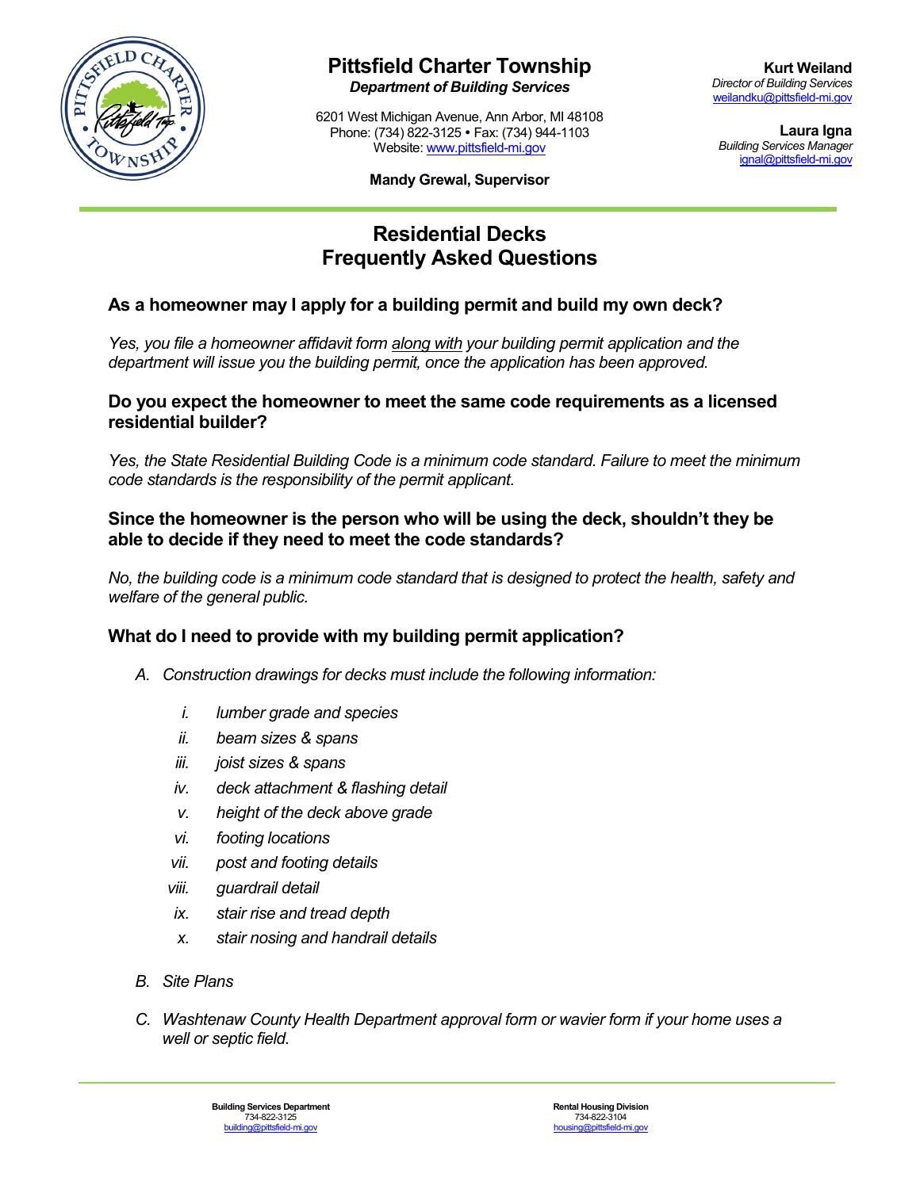# Pittsfield Charter Township

***Department of Building Services***

6201 West Michigan Avenue, Ann Arbor, MI 48108
Phone: (734) 822-3125 • Fax: (734) 944-1103
Website: www.pittsfield-mi.gov

**Mandy Grewal, Supervisor**

**Kurt Weiland**
*Director of Building Services*
weilandku@pittsfield-mi.gov

**Laura Igna**
*Building Services Manager*
ignal@pittsfield-mi.gov

## Residential Decks
## Frequently Asked Questions

### As a homeowner may I apply for a building permit and build my own deck?

*Yes, you file a homeowner affidavit form along with your building permit application and the department will issue you the building permit, once the application has been approved.*

### Do you expect the homeowner to meet the same code requirements as a licensed residential builder?

*Yes, the State Residential Building Code is a minimum code standard. Failure to meet the minimum code standards is the responsibility of the permit applicant.*

### Since the homeowner is the person who will be using the deck, shouldn't they be able to decide if they need to meet the code standards?

*No, the building code is a minimum code standard that is designed to protect the health, safety and welfare of the general public.*

### What do I need to provide with my building permit application?

A. *Construction drawings for decks must include the following information:*

   i. *lumber grade and species*
   ii. *beam sizes & spans*
   iii. *joist sizes & spans*
   iv. *deck attachment & flashing detail*
   v. *height of the deck above grade*
   vi. *footing locations*
   vii. *post and footing details*
   viii. *guardrail detail*
   ix. *stair rise and tread depth*
   x. *stair nosing and handrail details*

B. *Site Plans*

C. *Washtenaw County Health Department approval form or wavier form if your home uses a well or septic field.*

**Building Services Department**
734-822-3125
building@pittsfield-mi.gov

**Rental Housing Division**
734-822-3104
housing@pittsfield-mi.gov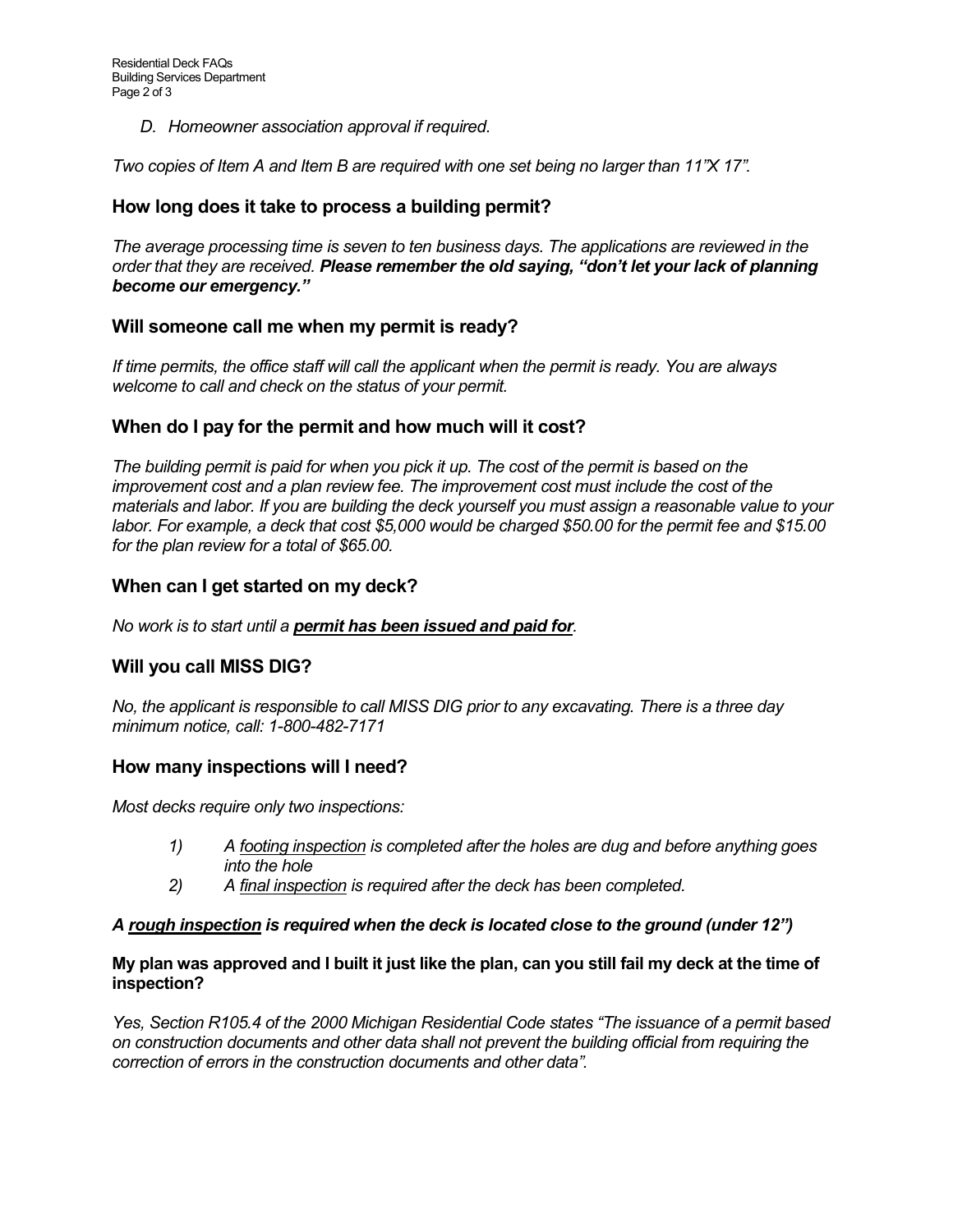*D. Homeowner association approval if required.*

*Two copies of Item A and Item B are required with one set being no larger than 11"X 17".*

## How long does it take to process a building permit?

*The average processing time is seven to ten business days. The applications are reviewed in the order that they are received.* ***Please remember the old saying, "don't let your lack of planning become our emergency."***

## Will someone call me when my permit is ready?

*If time permits, the office staff will call the applicant when the permit is ready. You are always welcome to call and check on the status of your permit.*

## When do I pay for the permit and how much will it cost?

*The building permit is paid for when you pick it up. The cost of the permit is based on the improvement cost and a plan review fee. The improvement cost must include the cost of the materials and labor. If you are building the deck yourself you must assign a reasonable value to your labor. For example, a deck that cost $5,000 would be charged $50.00 for the permit fee and $15.00 for the plan review for a total of $65.00.*

## When can I get started on my deck?

*No work is to start until a* ***permit has been issued and paid for****.*

## Will you call MISS DIG?

*No, the applicant is responsible to call MISS DIG prior to any excavating. There is a three day minimum notice, call: 1-800-482-7171*

## How many inspections will I need?

*Most decks require only two inspections:*

1) *A footing inspection is completed after the holes are dug and before anything goes into the hole*
2) *A final inspection is required after the deck has been completed.*

***A rough inspection is required when the deck is located close to the ground (under 12")***

**My plan was approved and I built it just like the plan, can you still fail my deck at the time of inspection?**

*Yes, Section R105.4 of the 2000 Michigan Residential Code states "The issuance of a permit based on construction documents and other data shall not prevent the building official from requiring the correction of errors in the construction documents and other data".*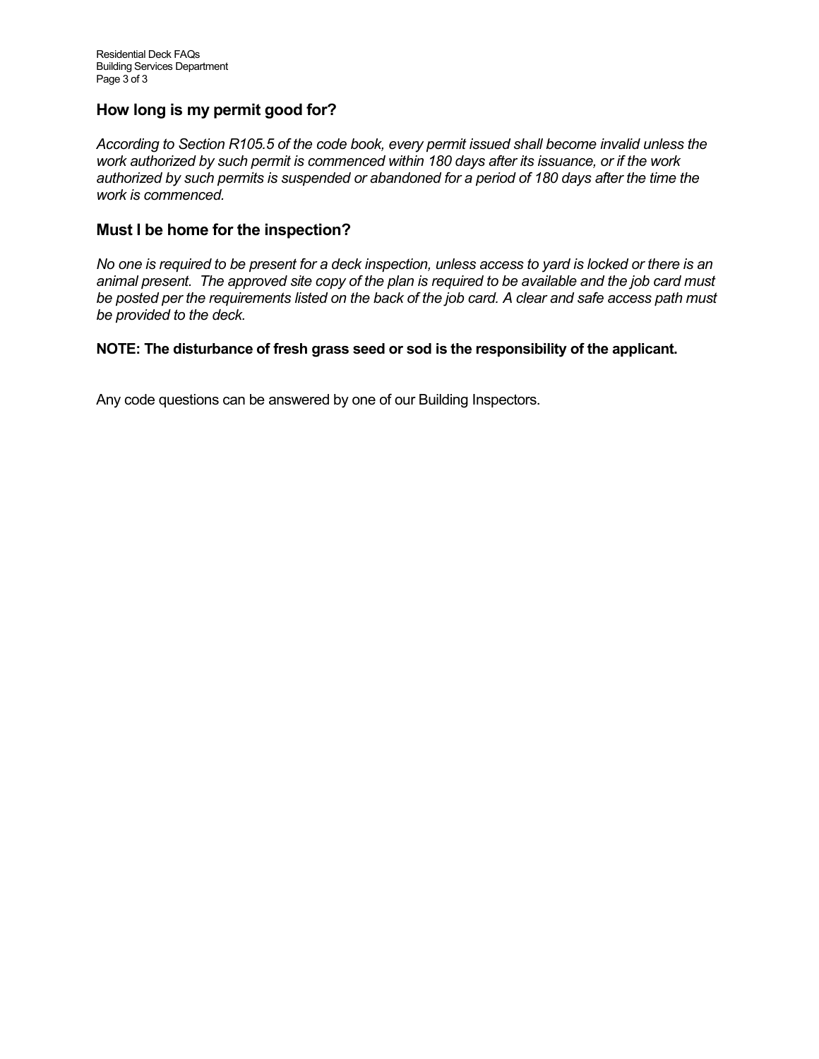## How long is my permit good for?

*According to Section R105.5 of the code book, every permit issued shall become invalid unless the work authorized by such permit is commenced within 180 days after its issuance, or if the work authorized by such permits is suspended or abandoned for a period of 180 days after the time the work is commenced.*

## Must I be home for the inspection?

*No one is required to be present for a deck inspection, unless access to yard is locked or there is an animal present. The approved site copy of the plan is required to be available and the job card must be posted per the requirements listed on the back of the job card. A clear and safe access path must be provided to the deck.*

**NOTE: The disturbance of fresh grass seed or sod is the responsibility of the applicant.**

Any code questions can be answered by one of our Building Inspectors.